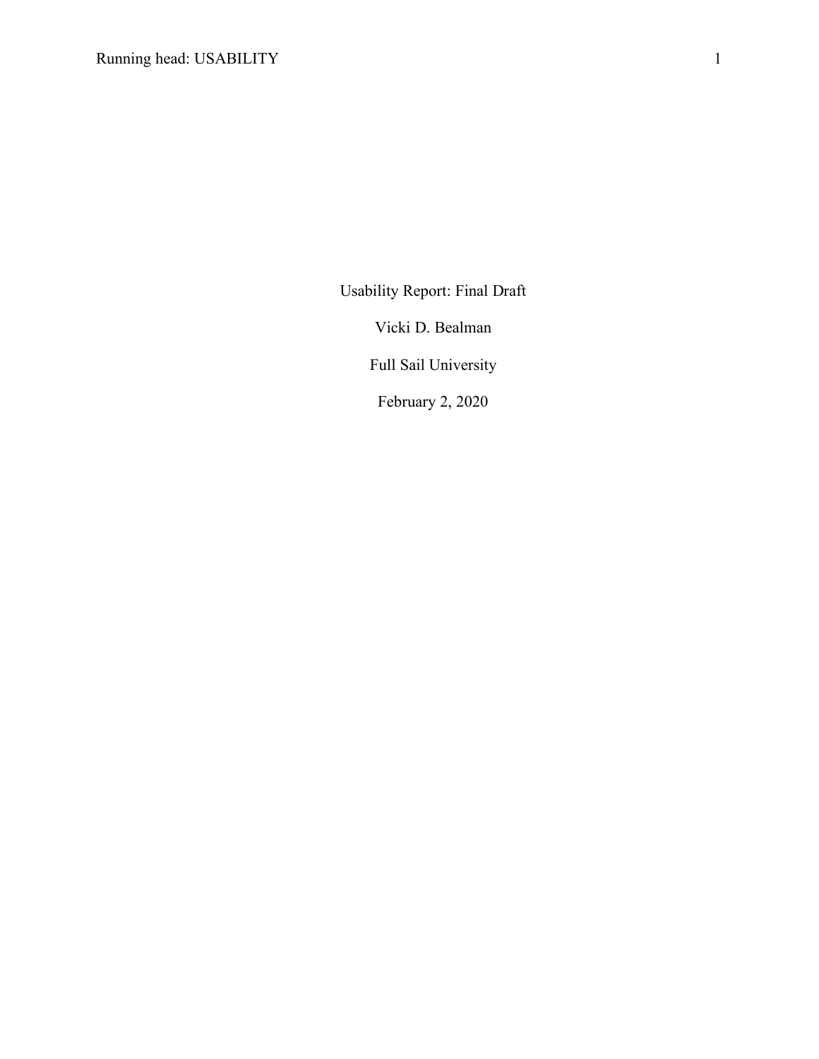Usability Report: Final Draft

Vicki D. Bealman

Full Sail University

February 2, 2020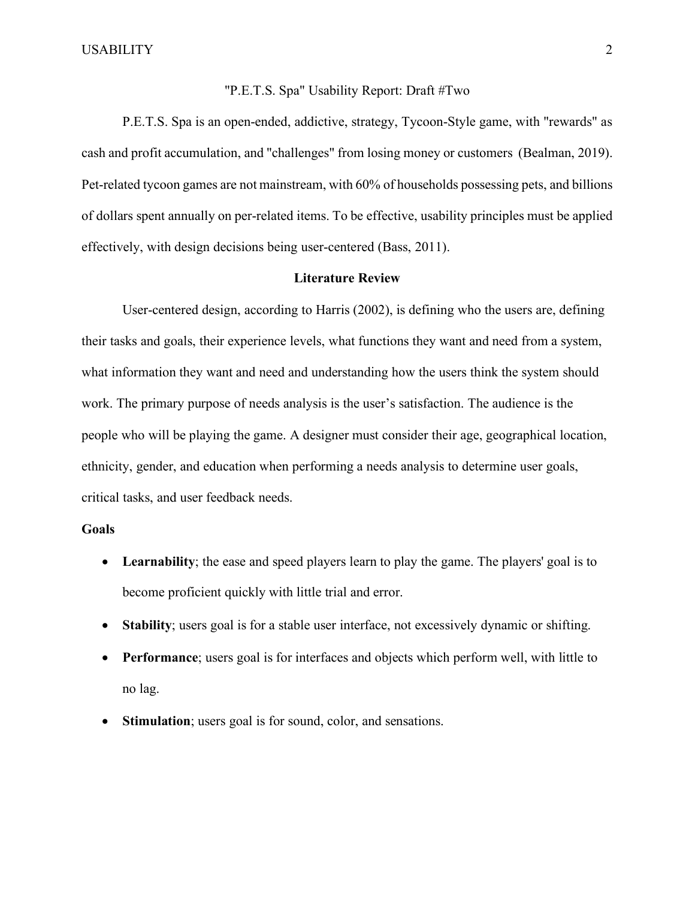"P.E.T.S. Spa" Usability Report: Draft #Two

P.E.T.S. Spa is an open-ended, addictive, strategy, Tycoon-Style game, with "rewards" as cash and profit accumulation, and "challenges" from losing money or customers (Bealman, 2019). Pet-related tycoon games are not mainstream, with 60% of households possessing pets, and billions of dollars spent annually on per-related items. To be effective, usability principles must be applied effectively, with design decisions being user-centered (Bass, 2011).

## Literature Review

User-centered design, according to Harris (2002), is defining who the users are, defining their tasks and goals, their experience levels, what functions they want and need from a system, what information they want and need and understanding how the users think the system should work. The primary purpose of needs analysis is the user's satisfaction. The audience is the people who will be playing the game. A designer must consider their age, geographical location, ethnicity, gender, and education when performing a needs analysis to determine user goals, critical tasks, and user feedback needs.

### Goals

- **Learnability**; the ease and speed players learn to play the game. The players' goal is to become proficient quickly with little trial and error.
- **Stability**; users goal is for a stable user interface, not excessively dynamic or shifting.
- **Performance**; users goal is for interfaces and objects which perform well, with little to no lag.
- **Stimulation**; users goal is for sound, color, and sensations.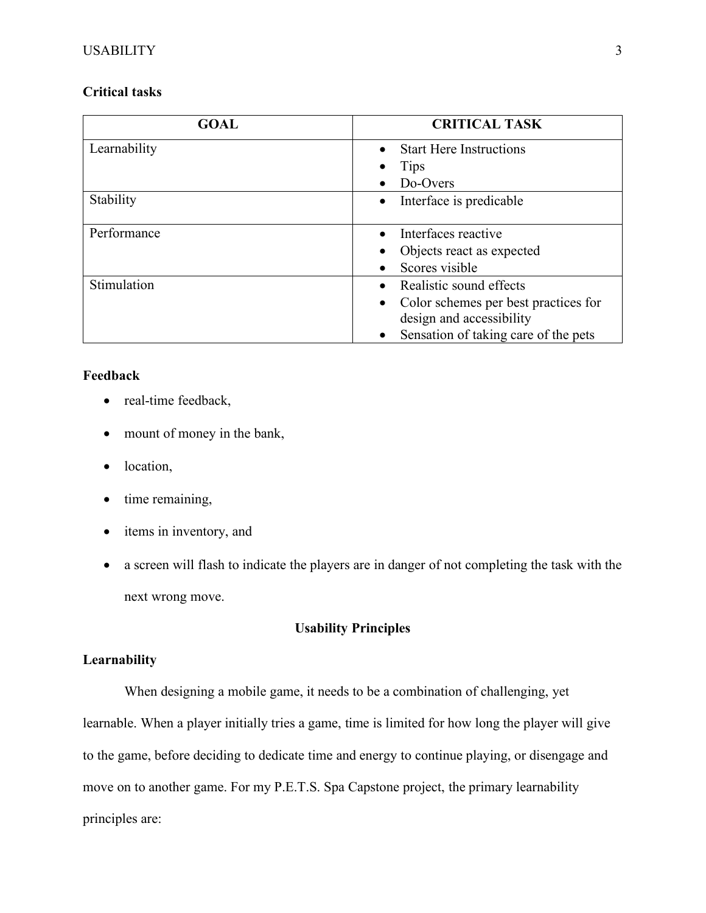**Critical tasks**

| GOAL | CRITICAL TASK |
| --- | --- |
| Learnability | • Start Here Instructions<br>• Tips<br>• Do-Overs |
| Stability | • Interface is predicable |
| Performance | • Interfaces reactive<br>• Objects react as expected<br>• Scores visible |
| Stimulation | • Realistic sound effects<br>• Color schemes per best practices for design and accessibility<br>• Sensation of taking care of the pets |

**Feedback**

- real-time feedback,
- mount of money in the bank,
- location,
- time remaining,
- items in inventory, and
- a screen will flash to indicate the players are in danger of not completing the task with the next wrong move.

## Usability Principles

**Learnability**

When designing a mobile game, it needs to be a combination of challenging, yet learnable. When a player initially tries a game, time is limited for how long the player will give to the game, before deciding to dedicate time and energy to continue playing, or disengage and move on to another game. For my P.E.T.S. Spa Capstone project, the primary learnability principles are: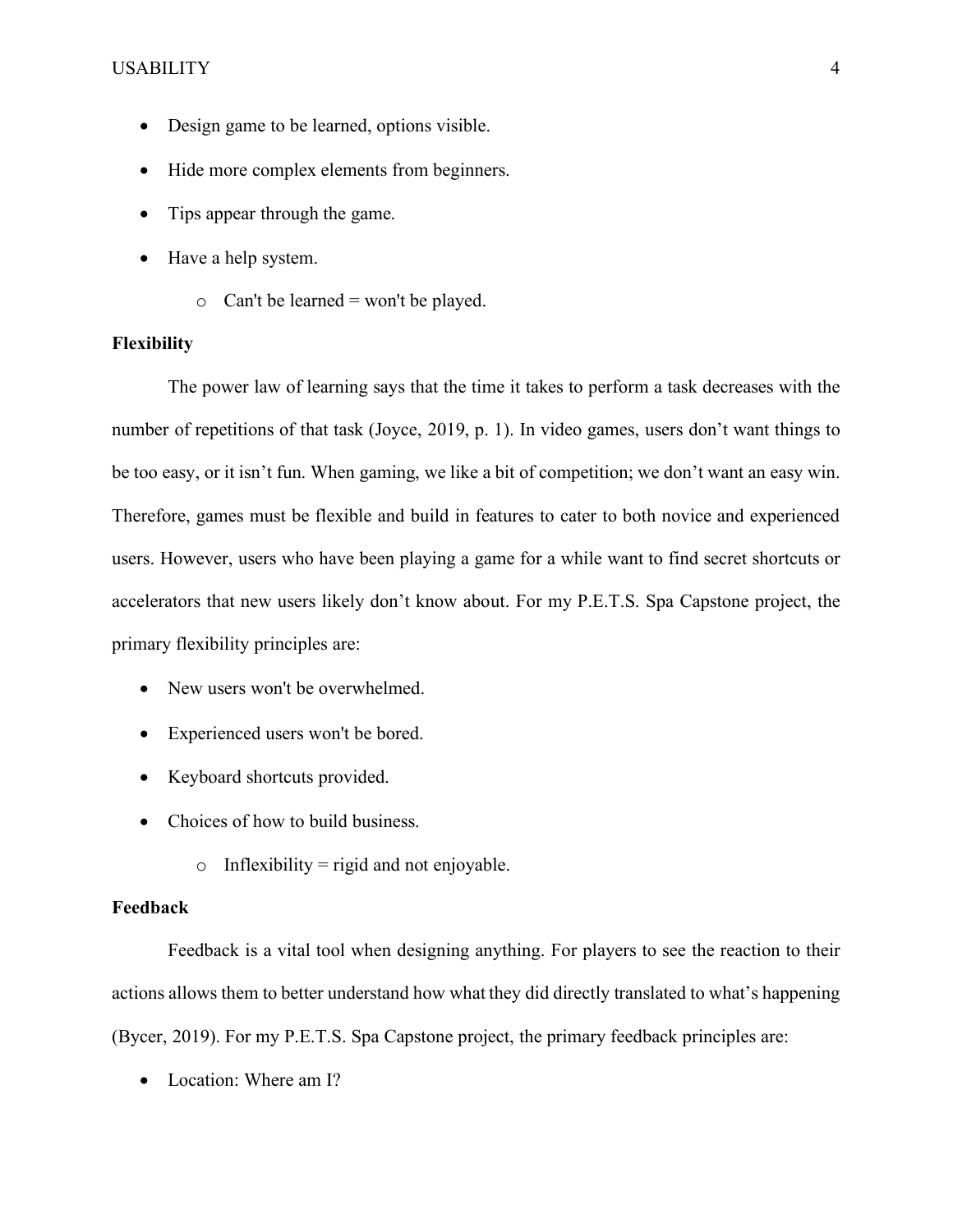- Design game to be learned, options visible.
- Hide more complex elements from beginners.
- Tips appear through the game.
- Have a help system.
    - Can't be learned = won't be played.

**Flexibility**

The power law of learning says that the time it takes to perform a task decreases with the number of repetitions of that task (Joyce, 2019, p. 1). In video games, users don't want things to be too easy, or it isn't fun. When gaming, we like a bit of competition; we don't want an easy win. Therefore, games must be flexible and build in features to cater to both novice and experienced users. However, users who have been playing a game for a while want to find secret shortcuts or accelerators that new users likely don't know about. For my P.E.T.S. Spa Capstone project, the primary flexibility principles are:

- New users won't be overwhelmed.
- Experienced users won't be bored.
- Keyboard shortcuts provided.
- Choices of how to build business.
    - Inflexibility = rigid and not enjoyable.

**Feedback**

Feedback is a vital tool when designing anything. For players to see the reaction to their actions allows them to better understand how what they did directly translated to what's happening (Bycer, 2019). For my P.E.T.S. Spa Capstone project, the primary feedback principles are:

- Location: Where am I?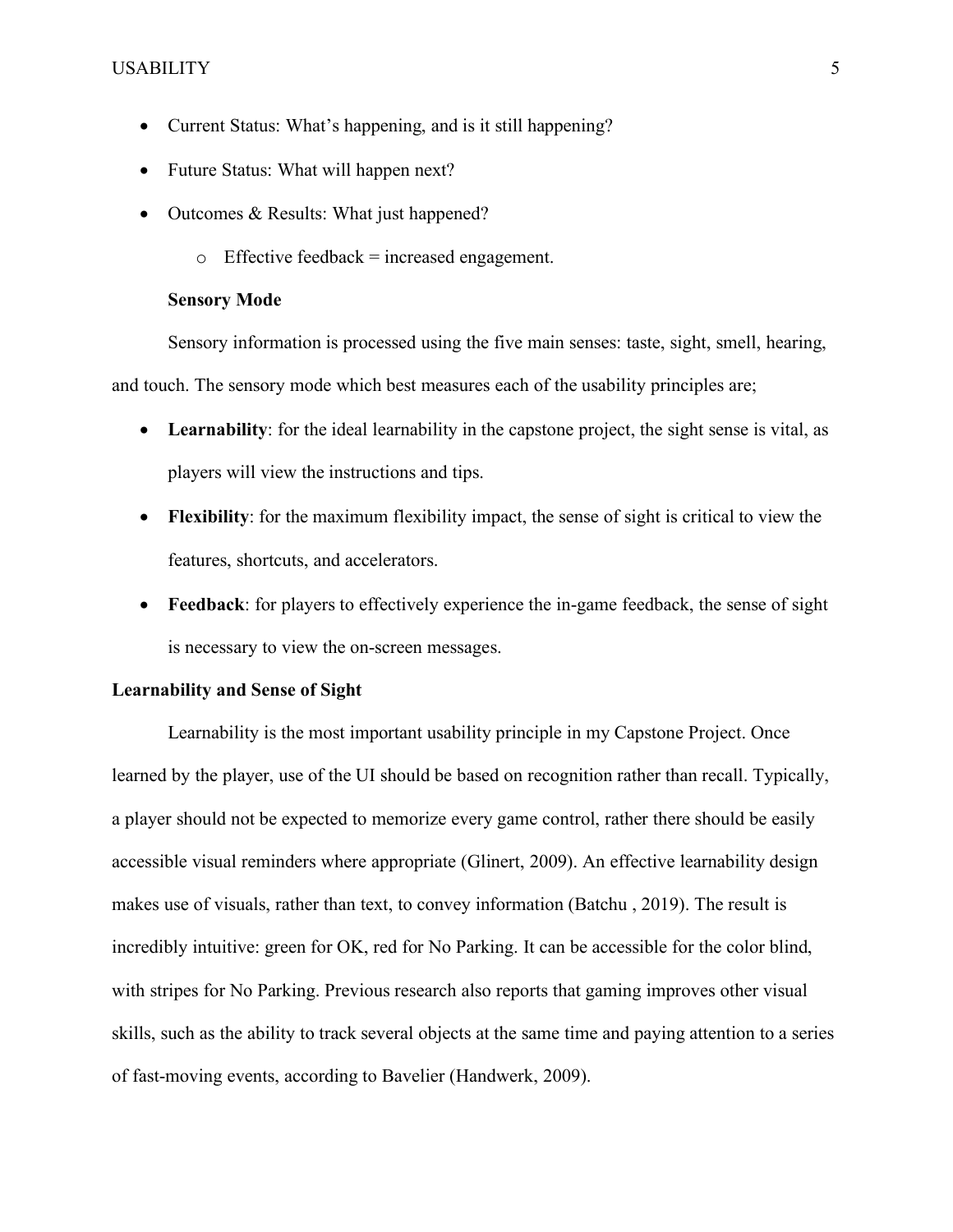- Current Status: What's happening, and is it still happening?
- Future Status: What will happen next?
- Outcomes & Results: What just happened?
    - Effective feedback = increased engagement.

### Sensory Mode

Sensory information is processed using the five main senses: taste, sight, smell, hearing, and touch. The sensory mode which best measures each of the usability principles are;

- **Learnability**: for the ideal learnability in the capstone project, the sight sense is vital, as players will view the instructions and tips.
- **Flexibility**: for the maximum flexibility impact, the sense of sight is critical to view the features, shortcuts, and accelerators.
- **Feedback**: for players to effectively experience the in-game feedback, the sense of sight is necessary to view the on-screen messages.

## Learnability and Sense of Sight

Learnability is the most important usability principle in my Capstone Project. Once learned by the player, use of the UI should be based on recognition rather than recall. Typically, a player should not be expected to memorize every game control, rather there should be easily accessible visual reminders where appropriate (Glinert, 2009). An effective learnability design makes use of visuals, rather than text, to convey information (Batchu , 2019). The result is incredibly intuitive: green for OK, red for No Parking. It can be accessible for the color blind, with stripes for No Parking. Previous research also reports that gaming improves other visual skills, such as the ability to track several objects at the same time and paying attention to a series of fast-moving events, according to Bavelier (Handwerk, 2009).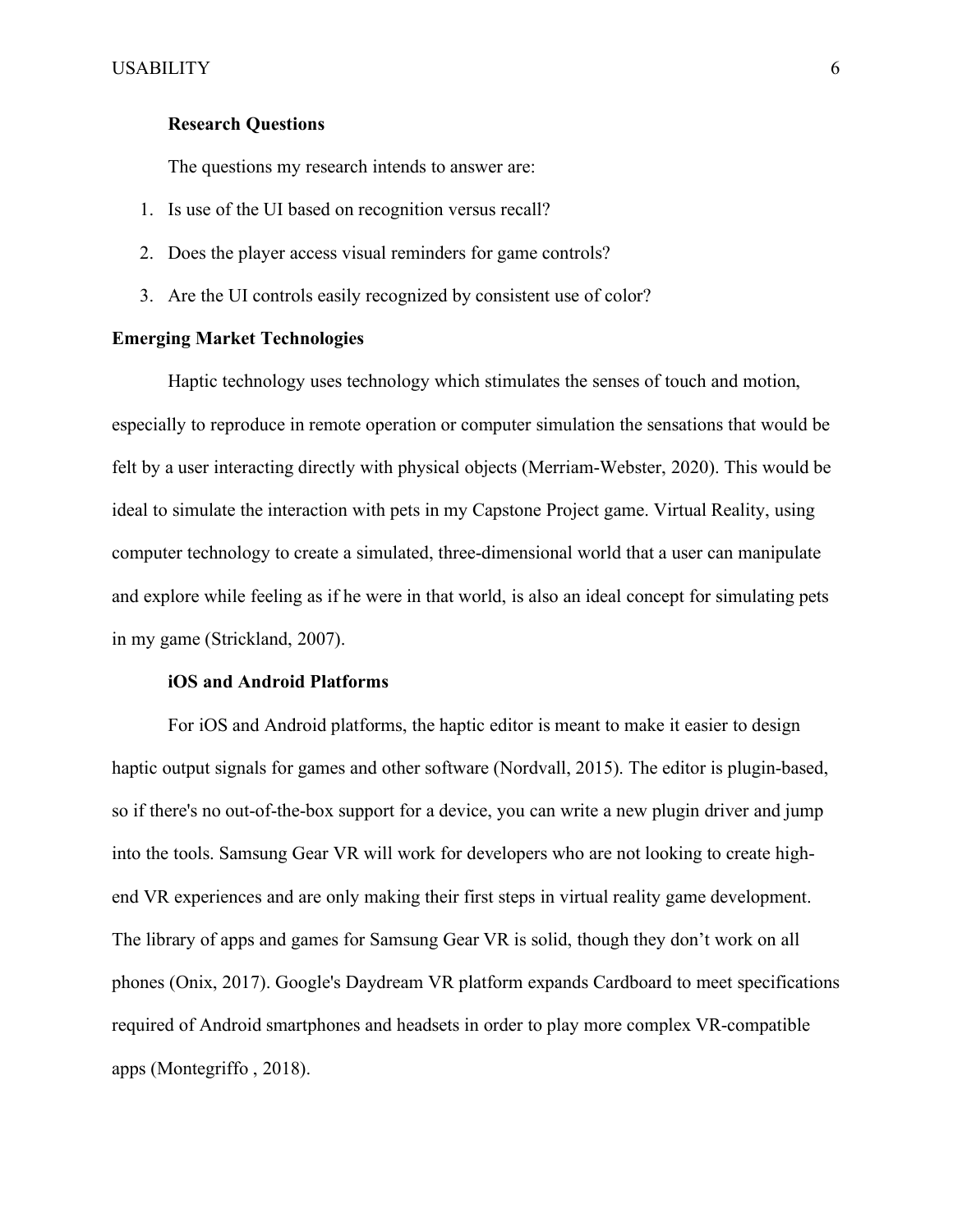### Research Questions

The questions my research intends to answer are:

1. Is use of the UI based on recognition versus recall?
2. Does the player access visual reminders for game controls?
3. Are the UI controls easily recognized by consistent use of color?

## Emerging Market Technologies

Haptic technology uses technology which stimulates the senses of touch and motion, especially to reproduce in remote operation or computer simulation the sensations that would be felt by a user interacting directly with physical objects (Merriam-Webster, 2020). This would be ideal to simulate the interaction with pets in my Capstone Project game. Virtual Reality, using computer technology to create a simulated, three-dimensional world that a user can manipulate and explore while feeling as if he were in that world, is also an ideal concept for simulating pets in my game (Strickland, 2007).

### iOS and Android Platforms

For iOS and Android platforms, the haptic editor is meant to make it easier to design haptic output signals for games and other software (Nordvall, 2015). The editor is plugin-based, so if there's no out-of-the-box support for a device, you can write a new plugin driver and jump into the tools. Samsung Gear VR will work for developers who are not looking to create high-end VR experiences and are only making their first steps in virtual reality game development. The library of apps and games for Samsung Gear VR is solid, though they don't work on all phones (Onix, 2017). Google's Daydream VR platform expands Cardboard to meet specifications required of Android smartphones and headsets in order to play more complex VR-compatible apps (Montegriffo , 2018).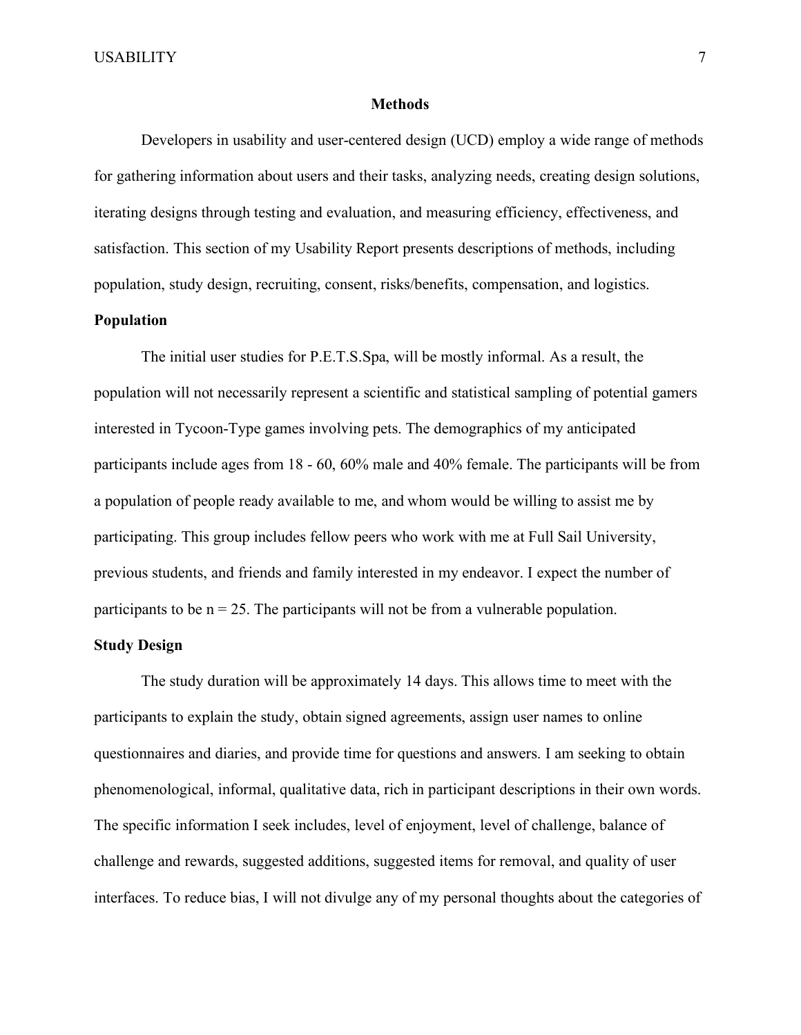## Methods

Developers in usability and user-centered design (UCD) employ a wide range of methods for gathering information about users and their tasks, analyzing needs, creating design solutions, iterating designs through testing and evaluation, and measuring efficiency, effectiveness, and satisfaction. This section of my Usability Report presents descriptions of methods, including population, study design, recruiting, consent, risks/benefits, compensation, and logistics.

### Population

The initial user studies for P.E.T.S.Spa, will be mostly informal. As a result, the population will not necessarily represent a scientific and statistical sampling of potential gamers interested in Tycoon-Type games involving pets. The demographics of my anticipated participants include ages from 18 - 60, 60% male and 40% female. The participants will be from a population of people ready available to me, and whom would be willing to assist me by participating. This group includes fellow peers who work with me at Full Sail University, previous students, and friends and family interested in my endeavor. I expect the number of participants to be n = 25. The participants will not be from a vulnerable population.

### Study Design

The study duration will be approximately 14 days. This allows time to meet with the participants to explain the study, obtain signed agreements, assign user names to online questionnaires and diaries, and provide time for questions and answers. I am seeking to obtain phenomenological, informal, qualitative data, rich in participant descriptions in their own words. The specific information I seek includes, level of enjoyment, level of challenge, balance of challenge and rewards, suggested additions, suggested items for removal, and quality of user interfaces. To reduce bias, I will not divulge any of my personal thoughts about the categories of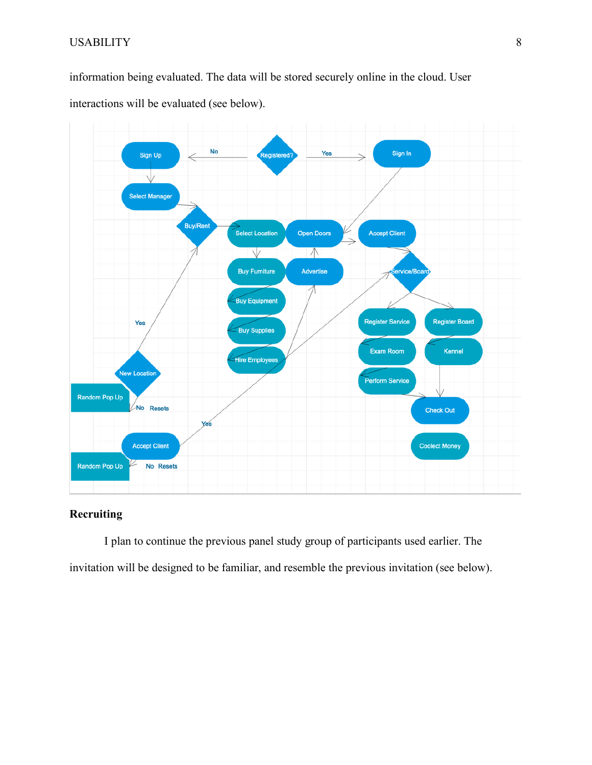information being evaluated. The data will be stored securely online in the cloud. User interactions will be evaluated (see below).

## Recruiting

I plan to continue the previous panel study group of participants used earlier. The invitation will be designed to be familiar, and resemble the previous invitation (see below).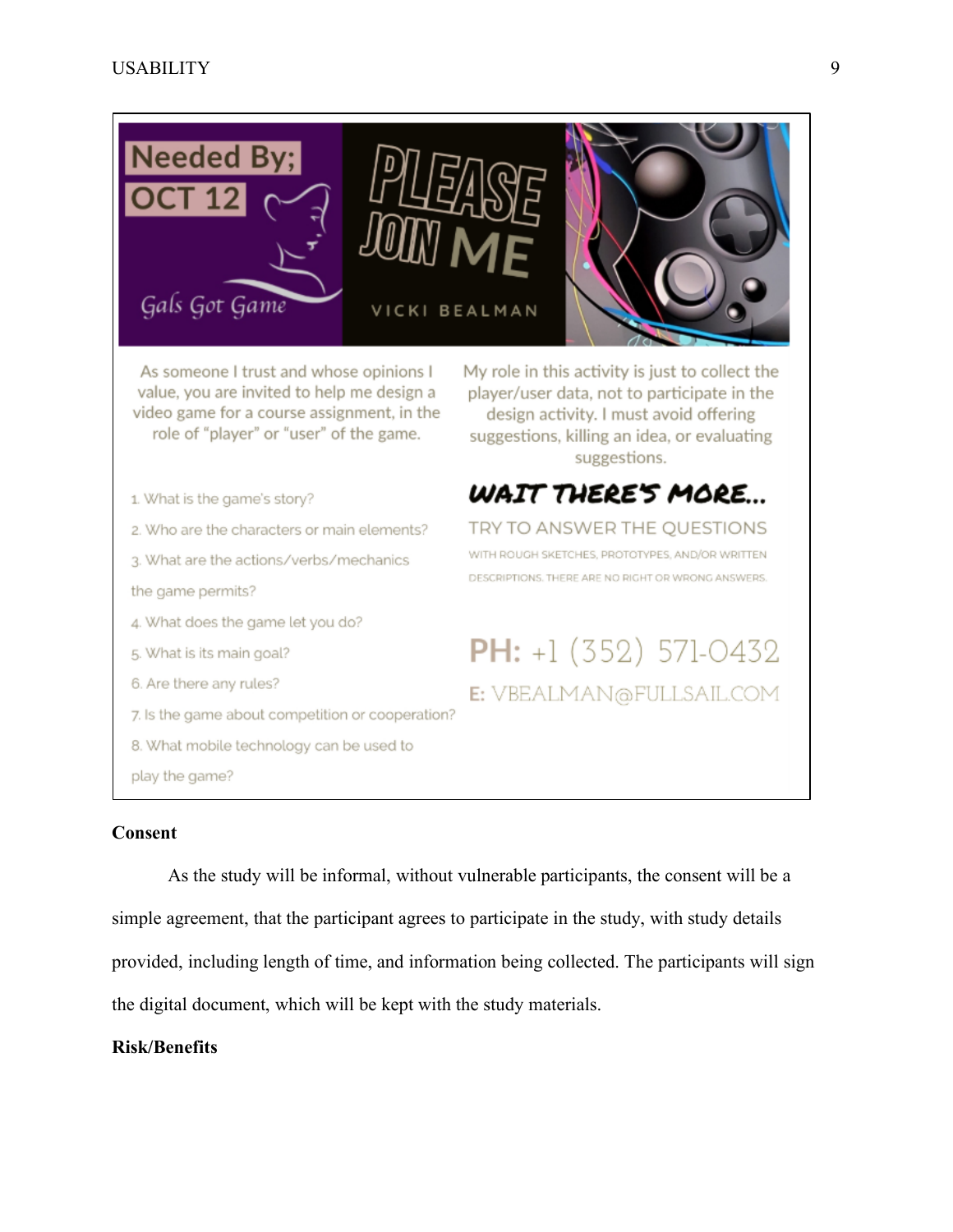Needed By;

OCT 12

Gals Got Game

PLEASE JOIN ME

VICKI BEALMAN

As someone I trust and whose opinions I value, you are invited to help me design a video game for a course assignment, in the role of "player" or "user" of the game.

1. What is the game's story?
2. Who are the characters or main elements?
3. What are the actions/verbs/mechanics the game permits?
4. What does the game let you do?
5. What is its main goal?
6. Are there any rules?
7. Is the game about competition or cooperation?
8. What mobile technology can be used to play the game?

My role in this activity is just to collect the player/user data, not to participate in the design activity. I must avoid offering suggestions, killing an idea, or evaluating suggestions.

WAIT THERE'S MORE...

TRY TO ANSWER THE QUESTIONS

WITH ROUGH SKETCHES, PROTOTYPES, AND/OR WRITTEN DESCRIPTIONS. THERE ARE NO RIGHT OR WRONG ANSWERS.

PH: +1 (352) 571-0432

E: VBEALMAN@FULLSAIL.COM

**Consent**

As the study will be informal, without vulnerable participants, the consent will be a simple agreement, that the participant agrees to participate in the study, with study details provided, including length of time, and information being collected. The participants will sign the digital document, which will be kept with the study materials.

**Risk/Benefits**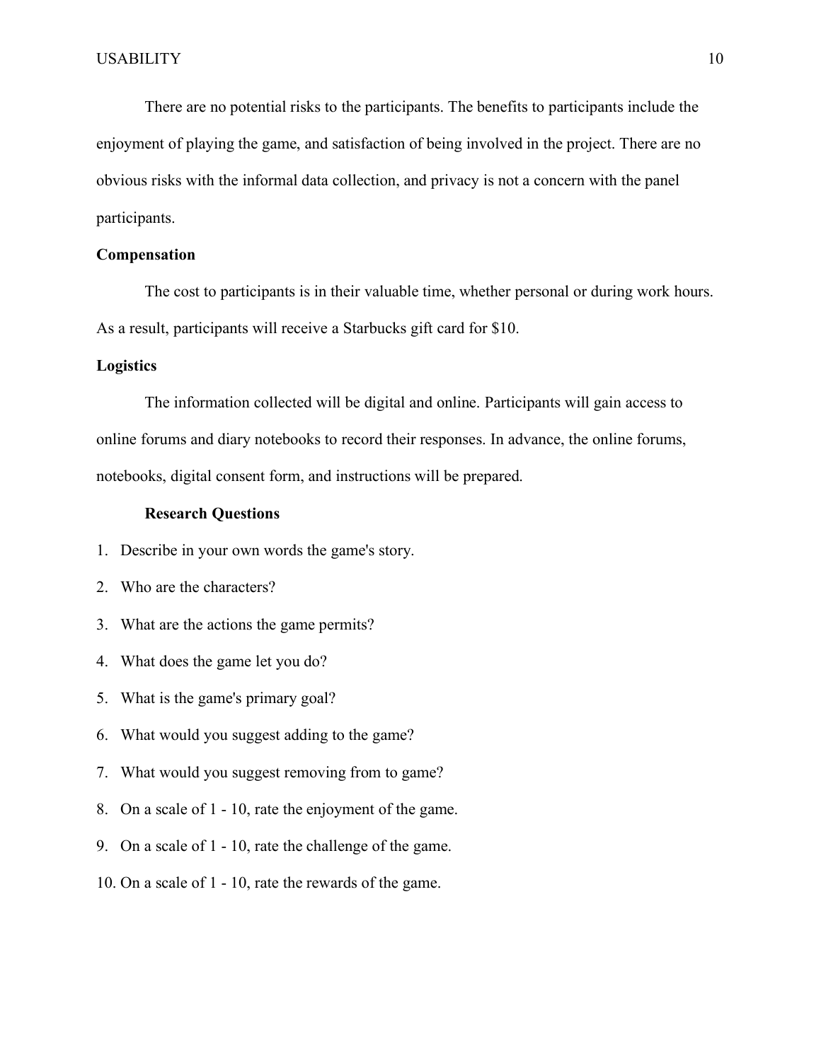There are no potential risks to the participants. The benefits to participants include the enjoyment of playing the game, and satisfaction of being involved in the project. There are no obvious risks with the informal data collection, and privacy is not a concern with the panel participants.

**Compensation**

The cost to participants is in their valuable time, whether personal or during work hours. As a result, participants will receive a Starbucks gift card for $10.

**Logistics**

The information collected will be digital and online. Participants will gain access to online forums and diary notebooks to record their responses. In advance, the online forums, notebooks, digital consent form, and instructions will be prepared.

**Research Questions**

1. Describe in your own words the game's story.
2. Who are the characters?
3. What are the actions the game permits?
4. What does the game let you do?
5. What is the game's primary goal?
6. What would you suggest adding to the game?
7. What would you suggest removing from to game?
8. On a scale of 1 - 10, rate the enjoyment of the game.
9. On a scale of 1 - 10, rate the challenge of the game.
10. On a scale of 1 - 10, rate the rewards of the game.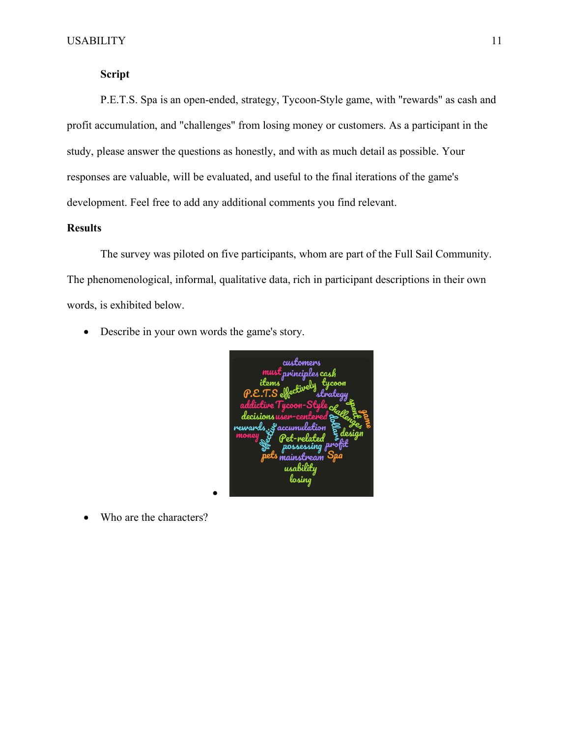**Script**

P.E.T.S. Spa is an open-ended, strategy, Tycoon-Style game, with "rewards" as cash and profit accumulation, and "challenges" from losing money or customers. As a participant in the study, please answer the questions as honestly, and with as much detail as possible. Your responses are valuable, will be evaluated, and useful to the final iterations of the game's development. Feel free to add any additional comments you find relevant.

**Results**

The survey was piloted on five participants, whom are part of the Full Sail Community. The phenomenological, informal, qualitative data, rich in participant descriptions in their own words, is exhibited below.

- Describe in your own words the game's story.

- Who are the characters?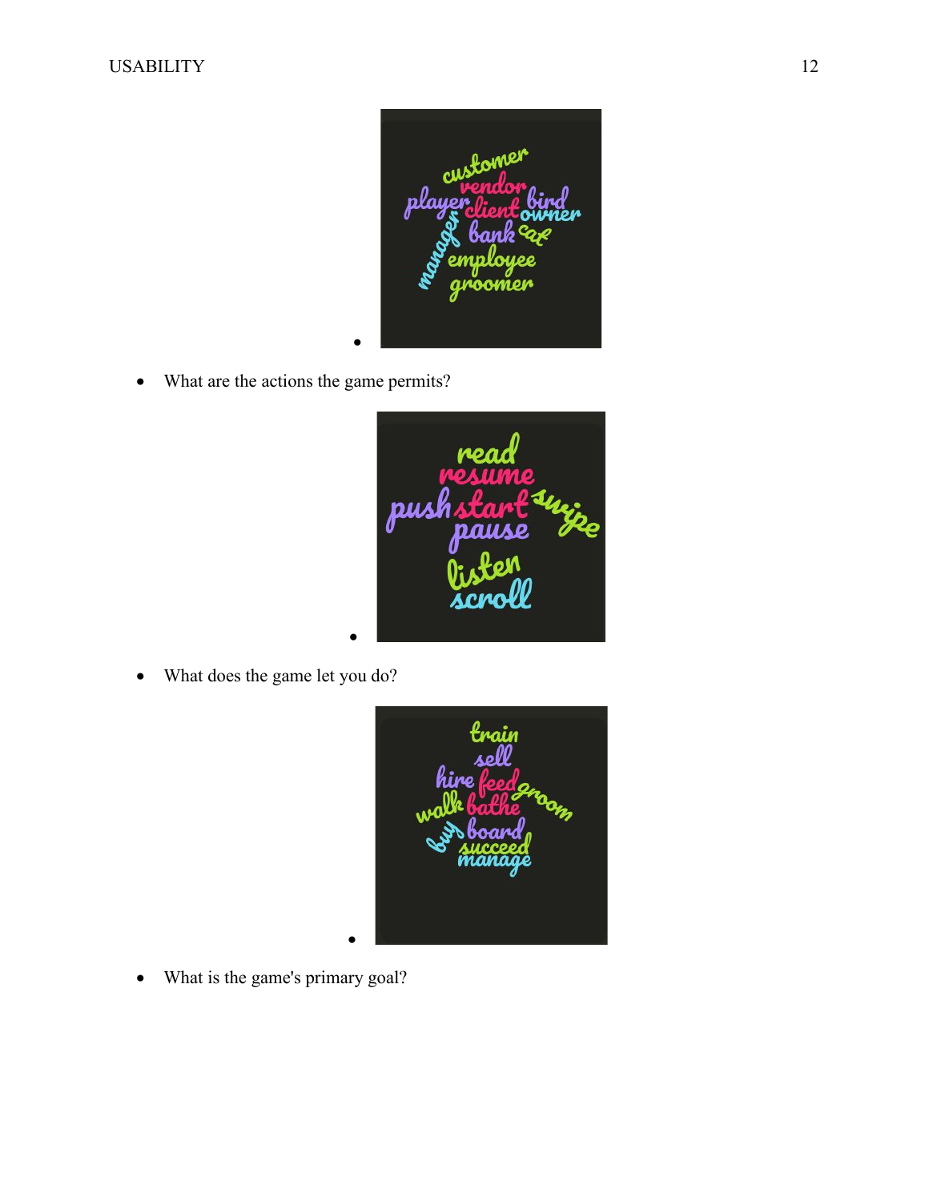- What are the actions the game permits?
- What does the game let you do?
- What is the game's primary goal?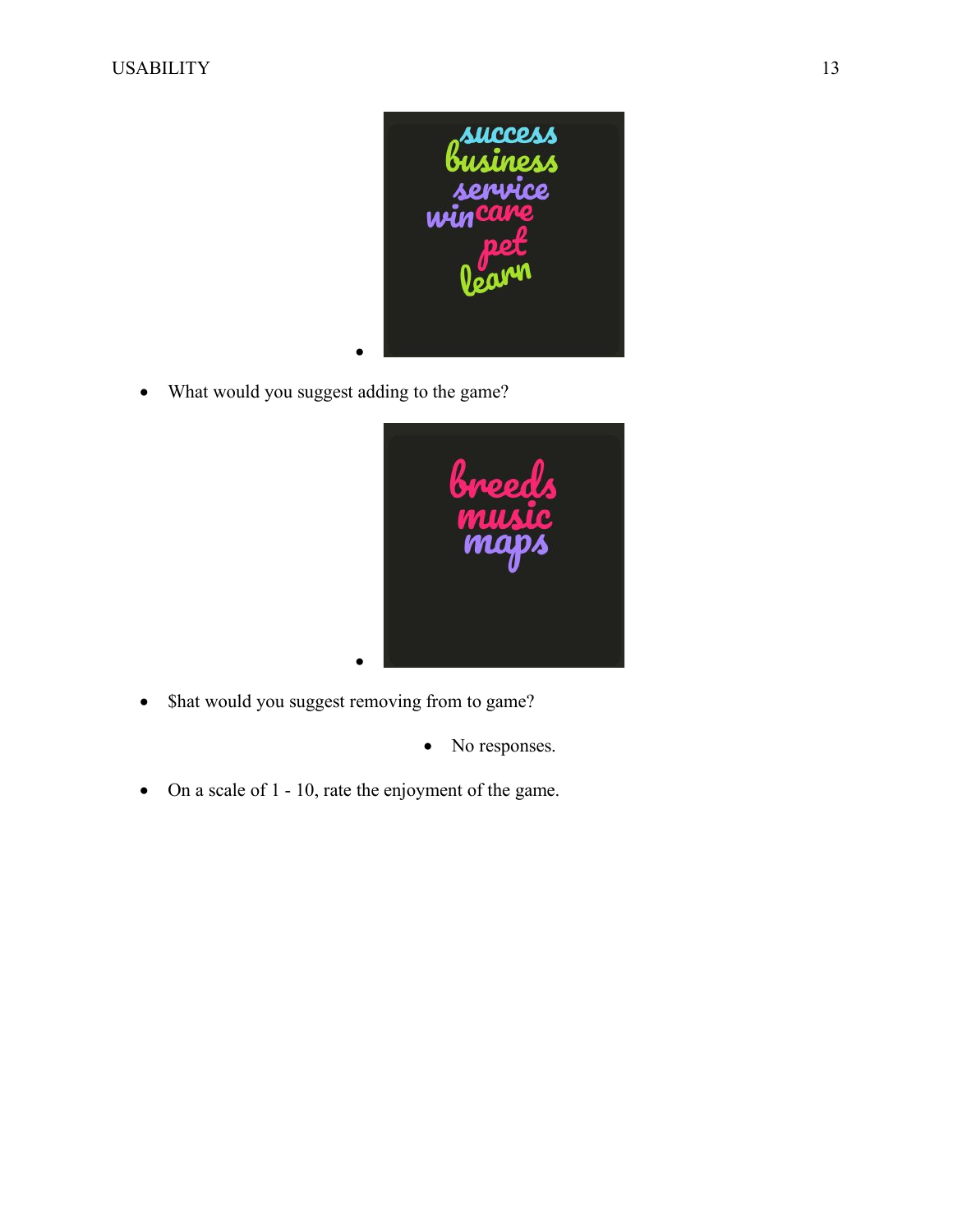- success business service win care pet learn

- What would you suggest adding to the game?

- breeds music maps

- $hat would you suggest removing from to game?
  - No responses.

- On a scale of 1 - 10, rate the enjoyment of the game.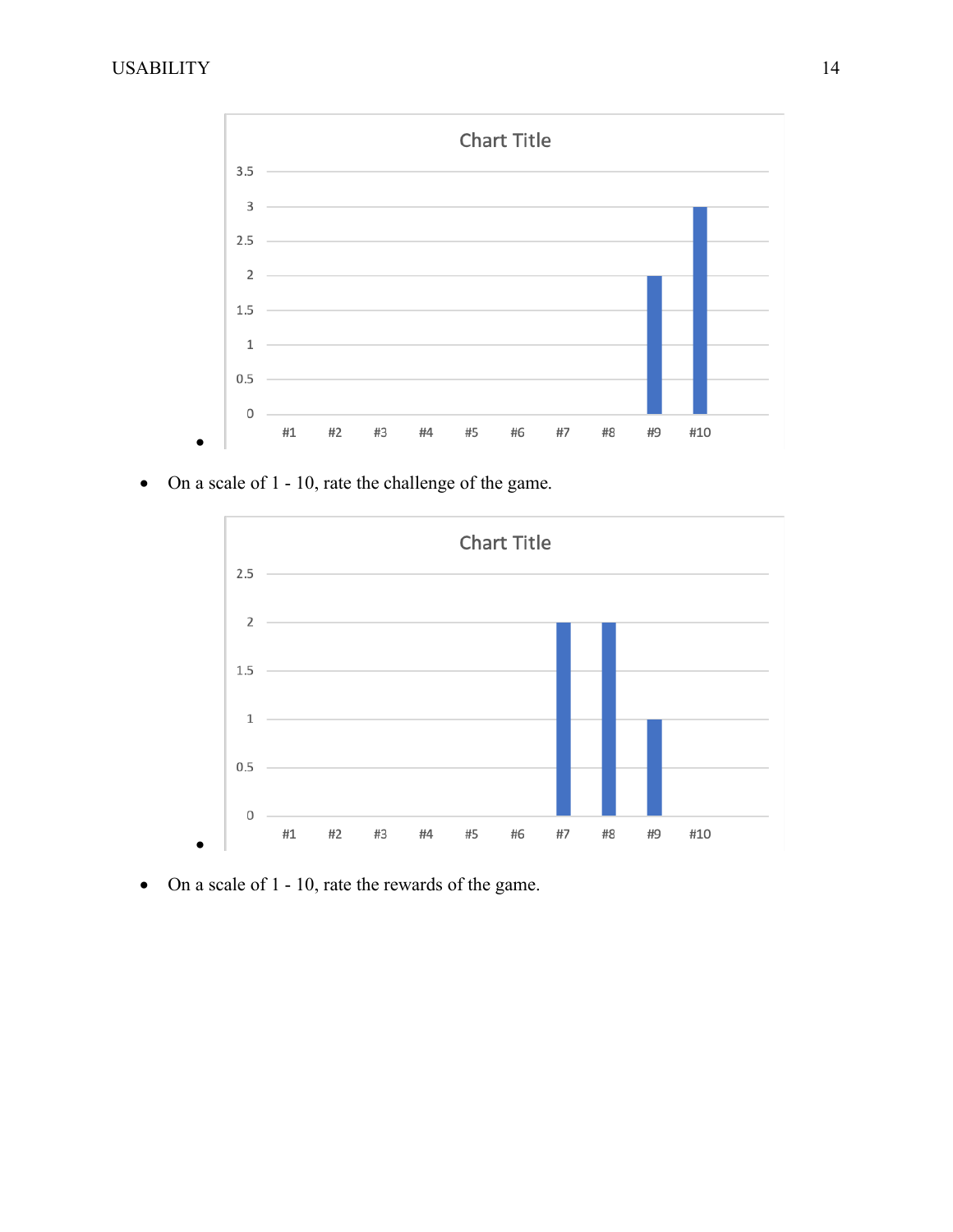- On a scale of 1 - 10, rate the challenge of the game.

- On a scale of 1 - 10, rate the rewards of the game.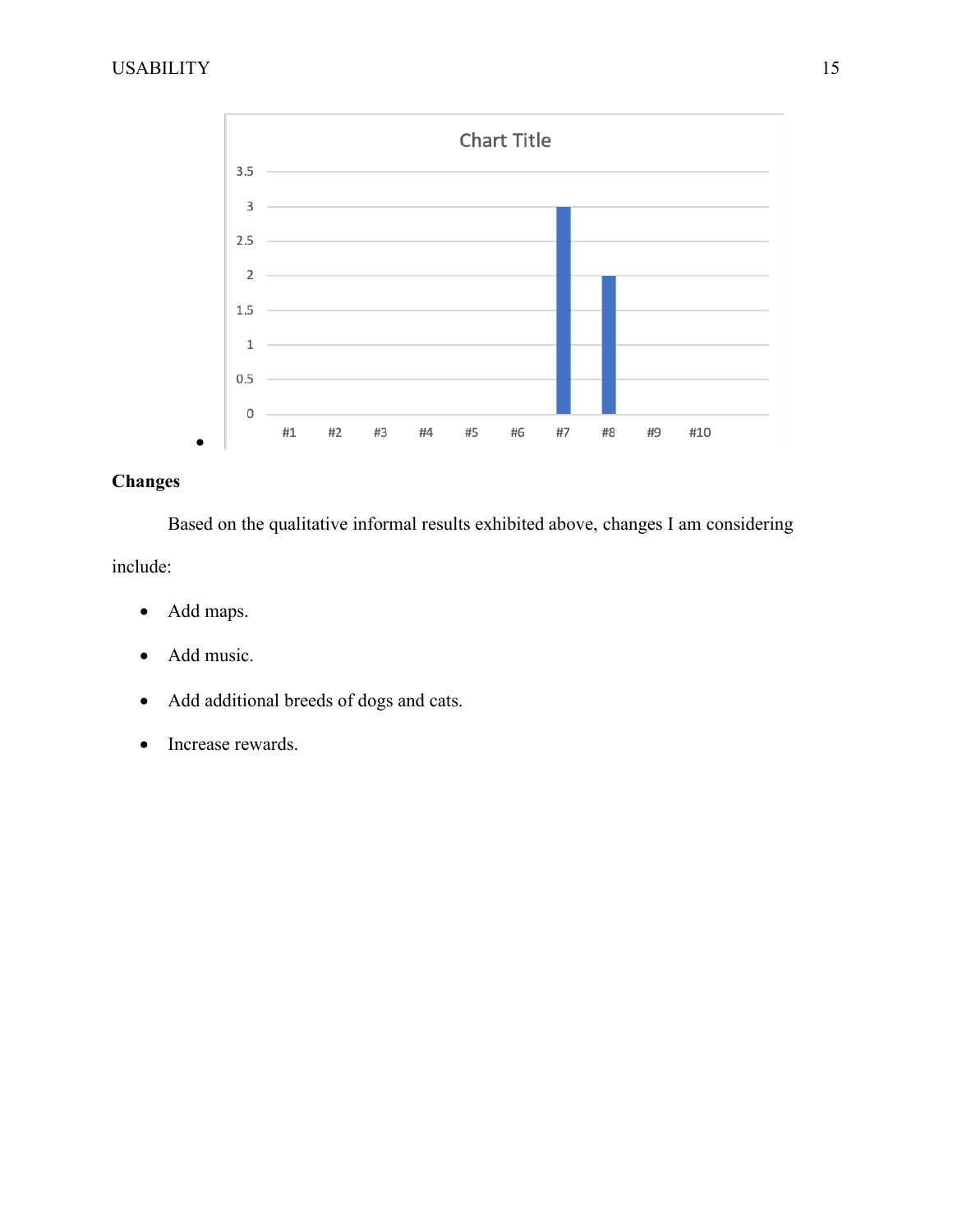## Changes

Based on the qualitative informal results exhibited above, changes I am considering include:

- Add maps.
- Add music.
- Add additional breeds of dogs and cats.
- Increase rewards.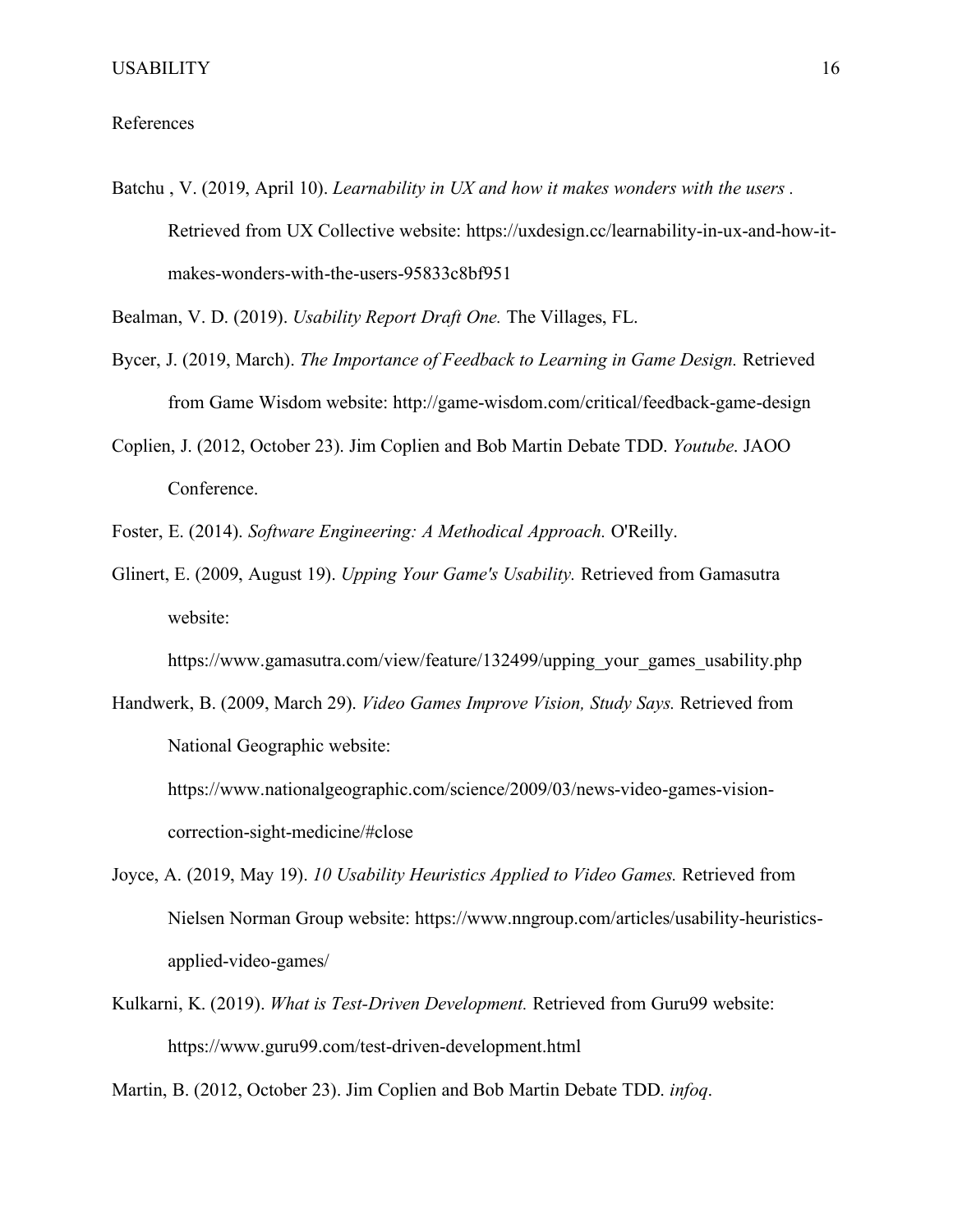# References

Batchu , V. (2019, April 10). *Learnability in UX and how it makes wonders with the users .* Retrieved from UX Collective website: https://uxdesign.cc/learnability-in-ux-and-how-it-makes-wonders-with-the-users-95833c8bf951

Bealman, V. D. (2019). *Usability Report Draft One.* The Villages, FL.

Bycer, J. (2019, March). *The Importance of Feedback to Learning in Game Design.* Retrieved from Game Wisdom website: http://game-wisdom.com/critical/feedback-game-design

Coplien, J. (2012, October 23). Jim Coplien and Bob Martin Debate TDD. *Youtube*. JAOO Conference.

Foster, E. (2014). *Software Engineering: A Methodical Approach.* O'Reilly.

Glinert, E. (2009, August 19). *Upping Your Game's Usability.* Retrieved from Gamasutra website: https://www.gamasutra.com/view/feature/132499/upping_your_games_usability.php

Handwerk, B. (2009, March 29). *Video Games Improve Vision, Study Says.* Retrieved from National Geographic website: https://www.nationalgeographic.com/science/2009/03/news-video-games-vision-correction-sight-medicine/#close

Joyce, A. (2019, May 19). *10 Usability Heuristics Applied to Video Games.* Retrieved from Nielsen Norman Group website: https://www.nngroup.com/articles/usability-heuristics-applied-video-games/

Kulkarni, K. (2019). *What is Test-Driven Development.* Retrieved from Guru99 website: https://www.guru99.com/test-driven-development.html

Martin, B. (2012, October 23). Jim Coplien and Bob Martin Debate TDD. *infoq*.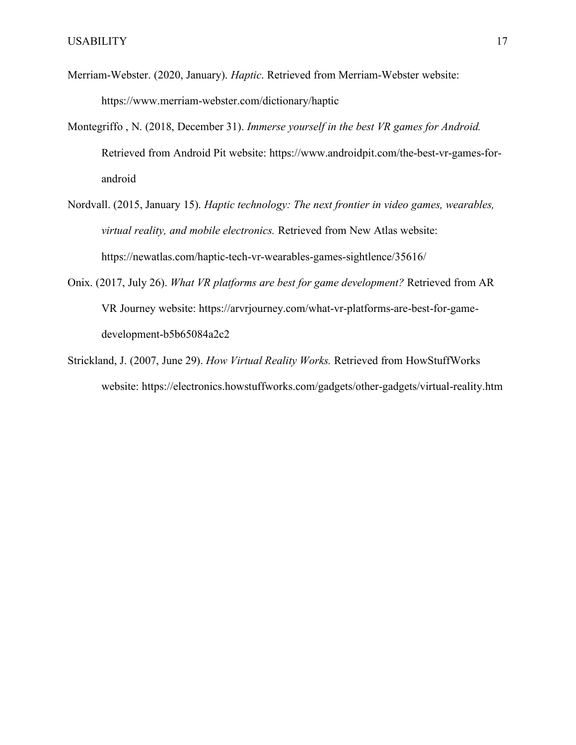Merriam-Webster. (2020, January). *Haptic*. Retrieved from Merriam-Webster website: https://www.merriam-webster.com/dictionary/haptic

Montegriffo , N. (2018, December 31). *Immerse yourself in the best VR games for Android.* Retrieved from Android Pit website: https://www.androidpit.com/the-best-vr-games-for-android

Nordvall. (2015, January 15). *Haptic technology: The next frontier in video games, wearables, virtual reality, and mobile electronics.* Retrieved from New Atlas website: https://newatlas.com/haptic-tech-vr-wearables-games-sightlence/35616/

Onix. (2017, July 26). *What VR platforms are best for game development?* Retrieved from AR VR Journey website: https://arvrjourney.com/what-vr-platforms-are-best-for-game-development-b5b65084a2c2

Strickland, J. (2007, June 29). *How Virtual Reality Works.* Retrieved from HowStuffWorks website: https://electronics.howstuffworks.com/gadgets/other-gadgets/virtual-reality.htm